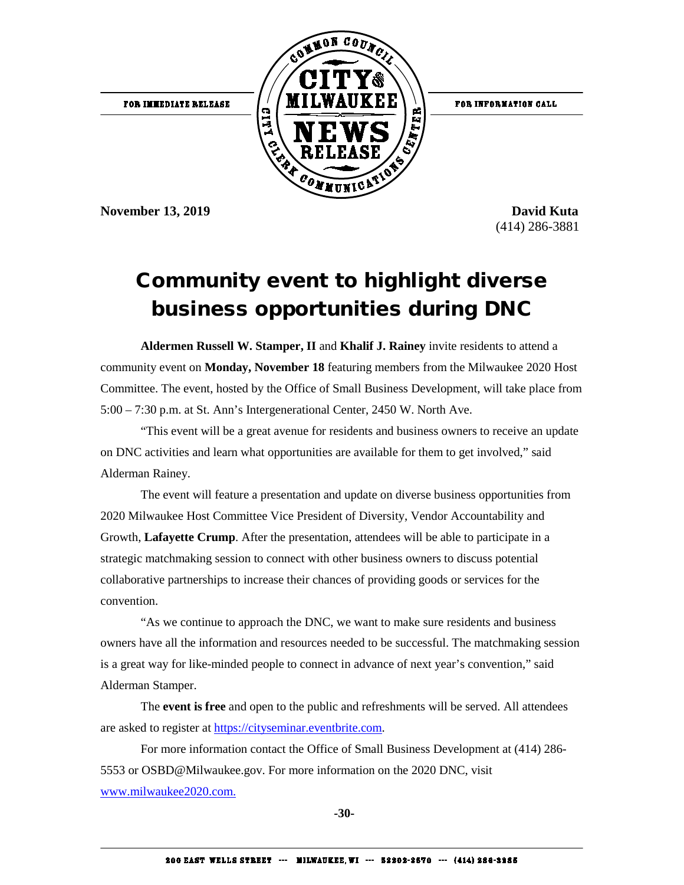FOR IMMEDIATE RELEASE

COMMON COUNCIL CITY OF MILWAUKEE NEWS RELEASE CITY CLERK COMMUNICATIONS CENTER

FOR INFORMATION CALL

**November 13, 2019**

**David Kuta**
(414) 286-3881

# Community event to highlight diverse business opportunities during DNC

**Aldermen Russell W. Stamper, II** and **Khalif J. Rainey** invite residents to attend a community event on **Monday, November 18** featuring members from the Milwaukee 2020 Host Committee. The event, hosted by the Office of Small Business Development, will take place from 5:00 – 7:30 p.m. at St. Ann's Intergenerational Center, 2450 W. North Ave.

"This event will be a great avenue for residents and business owners to receive an update on DNC activities and learn what opportunities are available for them to get involved," said Alderman Rainey.

The event will feature a presentation and update on diverse business opportunities from 2020 Milwaukee Host Committee Vice President of Diversity, Vendor Accountability and Growth, **Lafayette Crump**. After the presentation, attendees will be able to participate in a strategic matchmaking session to connect with other business owners to discuss potential collaborative partnerships to increase their chances of providing goods or services for the convention.

"As we continue to approach the DNC, we want to make sure residents and business owners have all the information and resources needed to be successful. The matchmaking session is a great way for like-minded people to connect in advance of next year's convention," said Alderman Stamper.

The **event is free** and open to the public and refreshments will be served. All attendees are asked to register at https://cityseminar.eventbrite.com.

For more information contact the Office of Small Business Development at (414) 286-5553 or OSBD@Milwaukee.gov. For more information on the 2020 DNC, visit www.milwaukee2020.com.

**-30-**

200 EAST WELLS STREET --- MILWAUKEE, WI --- 53202-3570 --- (414) 286-2285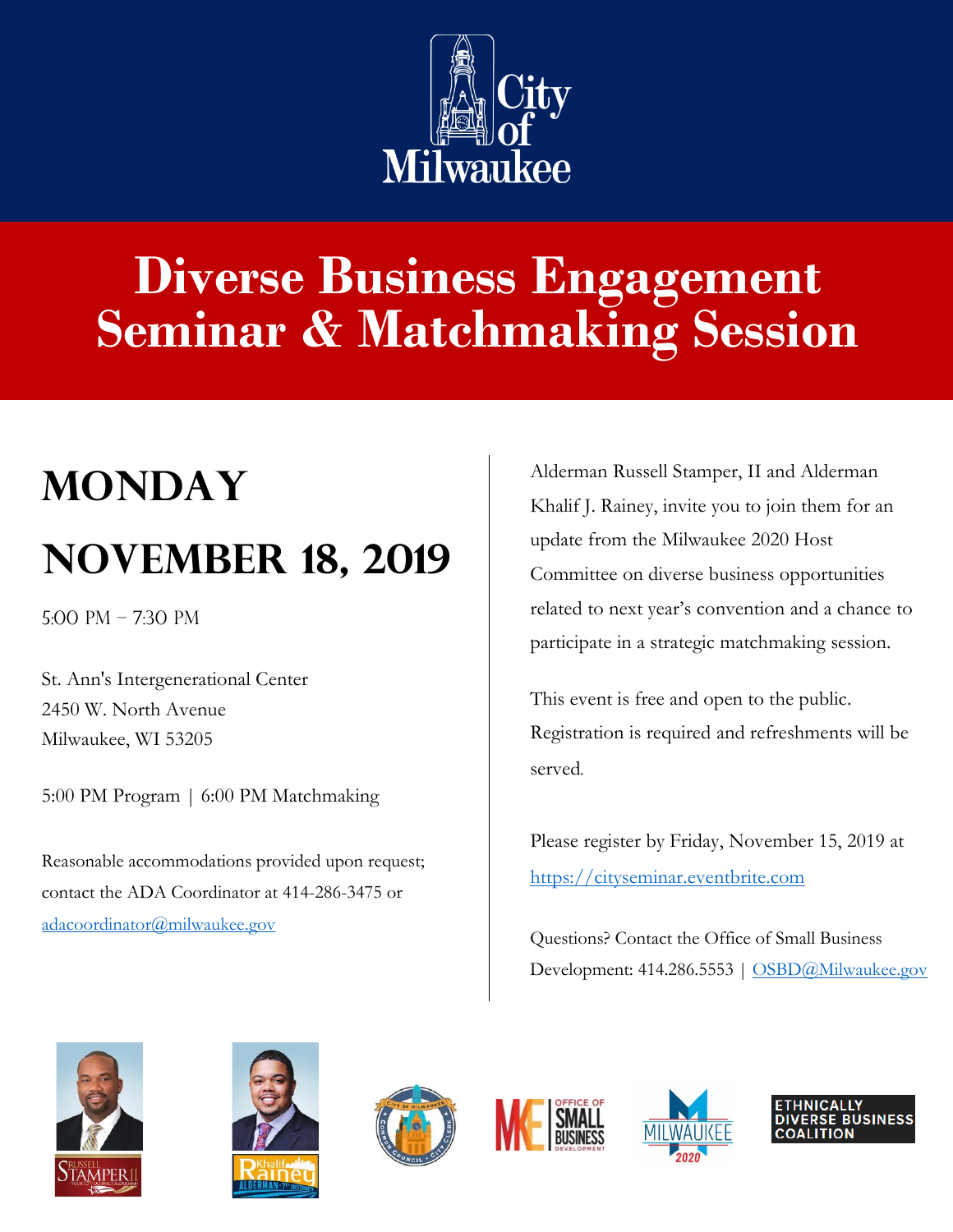City of Milwaukee

# Diverse Business Engagement Seminar & Matchmaking Session

## MONDAY

## NOVEMBER 18, 2019

5:00 PM – 7:30 PM

St. Ann's Intergenerational Center
2450 W. North Avenue
Milwaukee, WI 53205

5:00 PM Program | 6:00 PM Matchmaking

Reasonable accommodations provided upon request; contact the ADA Coordinator at 414-286-3475 or adacoordinator@milwaukee.gov

Alderman Russell Stamper, II and Alderman Khalif J. Rainey, invite you to join them for an update from the Milwaukee 2020 Host Committee on diverse business opportunities related to next year's convention and a chance to participate in a strategic matchmaking session.

This event is free and open to the public. Registration is required and refreshments will be served.

Please register by Friday, November 15, 2019 at https://cityseminar.eventbrite.com

Questions? Contact the Office of Small Business Development: 414.286.5553 | OSBD@Milwaukee.gov

Russell Stamper II

Khalif Rainey Alderman 7th District

City of Milwaukee Common Council City Clerk

MKE Office of Small Business Development

Milwaukee 2020

ETHNICALLY DIVERSE BUSINESS COALITION